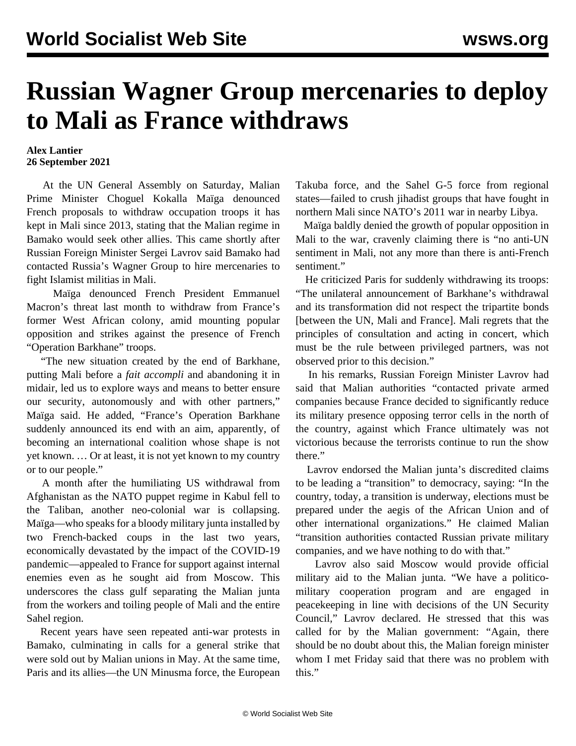# Russian Wagner Group mercenaries to deploy to Mali as France withdraws

**Alex Lantier**
**26 September 2021**

At the UN General Assembly on Saturday, Malian Prime Minister Choguel Kokalla Maïga denounced French proposals to withdraw occupation troops it has kept in Mali since 2013, stating that the Malian regime in Bamako would seek other allies. This came shortly after Russian Foreign Minister Sergei Lavrov said Bamako had contacted Russia's Wagner Group to hire mercenaries to fight Islamist militias in Mali.

Maïga denounced French President Emmanuel Macron's threat last month to withdraw from France's former West African colony, amid mounting popular opposition and strikes against the presence of French "Operation Barkhane" troops.

"The new situation created by the end of Barkhane, putting Mali before a *fait accompli* and abandoning it in midair, led us to explore ways and means to better ensure our security, autonomously and with other partners," Maïga said. He added, "France's Operation Barkhane suddenly announced its end with an aim, apparently, of becoming an international coalition whose shape is not yet known. … Or at least, it is not yet known to my country or to our people."

A month after the humiliating US withdrawal from Afghanistan as the NATO puppet regime in Kabul fell to the Taliban, another neo-colonial war is collapsing. Maïga—who speaks for a bloody military junta installed by two French-backed coups in the last two years, economically devastated by the impact of the COVID-19 pandemic—appealed to France for support against internal enemies even as he sought aid from Moscow. This underscores the class gulf separating the Malian junta from the workers and toiling people of Mali and the entire Sahel region.

Recent years have seen repeated anti-war protests in Bamako, culminating in calls for a general strike that were sold out by Malian unions in May. At the same time, Paris and its allies—the UN Minusma force, the European Takuba force, and the Sahel G-5 force from regional states—failed to crush jihadist groups that have fought in northern Mali since NATO's 2011 war in nearby Libya.

Maïga baldly denied the growth of popular opposition in Mali to the war, cravenly claiming there is "no anti-UN sentiment in Mali, not any more than there is anti-French sentiment."

He criticized Paris for suddenly withdrawing its troops: "The unilateral announcement of Barkhane's withdrawal and its transformation did not respect the tripartite bonds [between the UN, Mali and France]. Mali regrets that the principles of consultation and acting in concert, which must be the rule between privileged partners, was not observed prior to this decision."

In his remarks, Russian Foreign Minister Lavrov had said that Malian authorities "contacted private armed companies because France decided to significantly reduce its military presence opposing terror cells in the north of the country, against which France ultimately was not victorious because the terrorists continue to run the show there."

Lavrov endorsed the Malian junta's discredited claims to be leading a "transition" to democracy, saying: "In the country, today, a transition is underway, elections must be prepared under the aegis of the African Union and of other international organizations." He claimed Malian "transition authorities contacted Russian private military companies, and we have nothing to do with that."

Lavrov also said Moscow would provide official military aid to the Malian junta. "We have a politico-military cooperation program and are engaged in peacekeeping in line with decisions of the UN Security Council," Lavrov declared. He stressed that this was called for by the Malian government: "Again, there should be no doubt about this, the Malian foreign minister whom I met Friday said that there was no problem with this."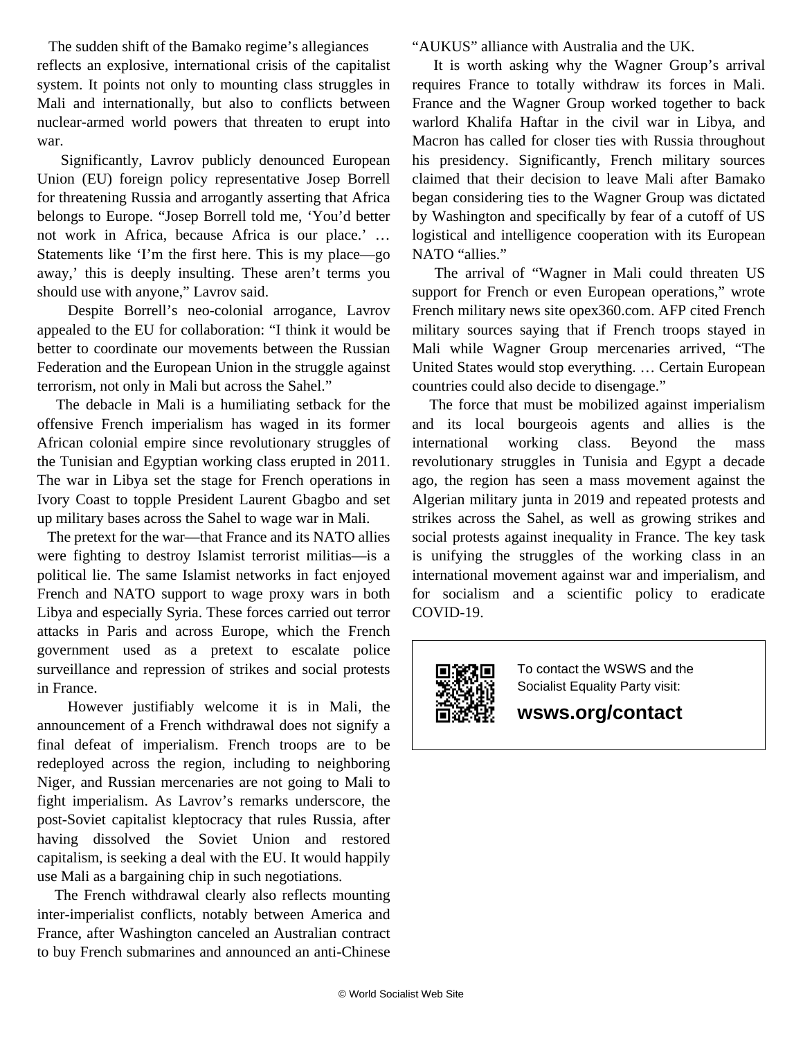The sudden shift of the Bamako regime's allegiances reflects an explosive, international crisis of the capitalist system. It points not only to mounting class struggles in Mali and internationally, but also to conflicts between nuclear-armed world powers that threaten to erupt into war.

Significantly, Lavrov publicly denounced European Union (EU) foreign policy representative Josep Borrell for threatening Russia and arrogantly asserting that Africa belongs to Europe. "Josep Borrell told me, 'You'd better not work in Africa, because Africa is our place.' … Statements like 'I'm the first here. This is my place—go away,' this is deeply insulting. These aren't terms you should use with anyone," Lavrov said.

Despite Borrell's neo-colonial arrogance, Lavrov appealed to the EU for collaboration: "I think it would be better to coordinate our movements between the Russian Federation and the European Union in the struggle against terrorism, not only in Mali but across the Sahel."

The debacle in Mali is a humiliating setback for the offensive French imperialism has waged in its former African colonial empire since revolutionary struggles of the Tunisian and Egyptian working class erupted in 2011. The war in Libya set the stage for French operations in Ivory Coast to topple President Laurent Gbagbo and set up military bases across the Sahel to wage war in Mali.

The pretext for the war—that France and its NATO allies were fighting to destroy Islamist terrorist militias—is a political lie. The same Islamist networks in fact enjoyed French and NATO support to wage proxy wars in both Libya and especially Syria. These forces carried out terror attacks in Paris and across Europe, which the French government used as a pretext to escalate police surveillance and repression of strikes and social protests in France.

However justifiably welcome it is in Mali, the announcement of a French withdrawal does not signify a final defeat of imperialism. French troops are to be redeployed across the region, including to neighboring Niger, and Russian mercenaries are not going to Mali to fight imperialism. As Lavrov's remarks underscore, the post-Soviet capitalist kleptocracy that rules Russia, after having dissolved the Soviet Union and restored capitalism, is seeking a deal with the EU. It would happily use Mali as a bargaining chip in such negotiations.

The French withdrawal clearly also reflects mounting inter-imperialist conflicts, notably between America and France, after Washington canceled an Australian contract to buy French submarines and announced an anti-Chinese "AUKUS" alliance with Australia and the UK.

It is worth asking why the Wagner Group's arrival requires France to totally withdraw its forces in Mali. France and the Wagner Group worked together to back warlord Khalifa Haftar in the civil war in Libya, and Macron has called for closer ties with Russia throughout his presidency. Significantly, French military sources claimed that their decision to leave Mali after Bamako began considering ties to the Wagner Group was dictated by Washington and specifically by fear of a cutoff of US logistical and intelligence cooperation with its European NATO "allies."

The arrival of "Wagner in Mali could threaten US support for French or even European operations," wrote French military news site opex360.com. AFP cited French military sources saying that if French troops stayed in Mali while Wagner Group mercenaries arrived, "The United States would stop everything. … Certain European countries could also decide to disengage."

The force that must be mobilized against imperialism and its local bourgeois agents and allies is the international working class. Beyond the mass revolutionary struggles in Tunisia and Egypt a decade ago, the region has seen a mass movement against the Algerian military junta in 2019 and repeated protests and strikes across the Sahel, as well as growing strikes and social protests against inequality in France. The key task is unifying the struggles of the working class in an international movement against war and imperialism, and for socialism and a scientific policy to eradicate COVID-19.

To contact the WSWS and the Socialist Equality Party visit:

**wsws.org/contact**